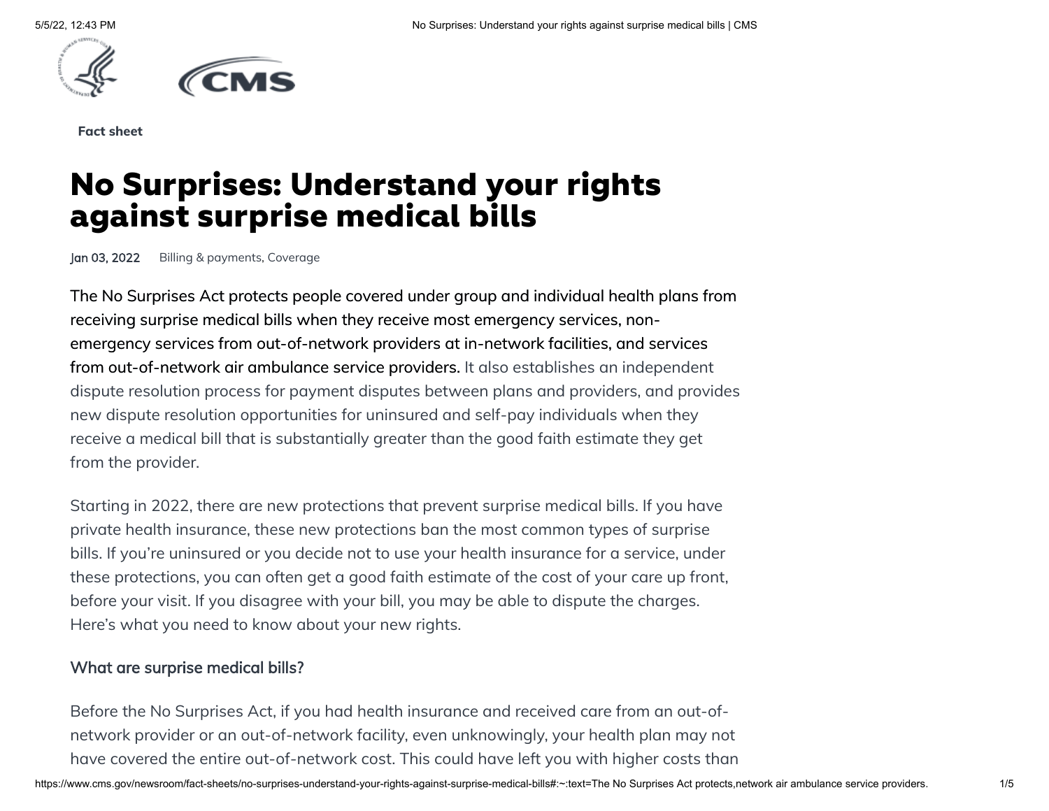**Fact sheet**

# No Surprises: Understand your rights against surprise medical bills

Jan 03, 2022 Billing & payments, Coverage

The No Surprises Act protects people covered under group and individual health plans from receiving surprise medical bills when they receive most emergency services, non-emergency services from out-of-network providers at in-network facilities, and services from out-of-network air ambulance service providers. It also establishes an independent dispute resolution process for payment disputes between plans and providers, and provides new dispute resolution opportunities for uninsured and self-pay individuals when they receive a medical bill that is substantially greater than the good faith estimate they get from the provider.

Starting in 2022, there are new protections that prevent surprise medical bills. If you have private health insurance, these new protections ban the most common types of surprise bills. If you're uninsured or you decide not to use your health insurance for a service, under these protections, you can often get a good faith estimate of the cost of your care up front, before your visit. If you disagree with your bill, you may be able to dispute the charges. Here's what you need to know about your new rights.

## What are surprise medical bills?

Before the No Surprises Act, if you had health insurance and received care from an out-of-network provider or an out-of-network facility, even unknowingly, your health plan may not have covered the entire out-of-network cost. This could have left you with higher costs than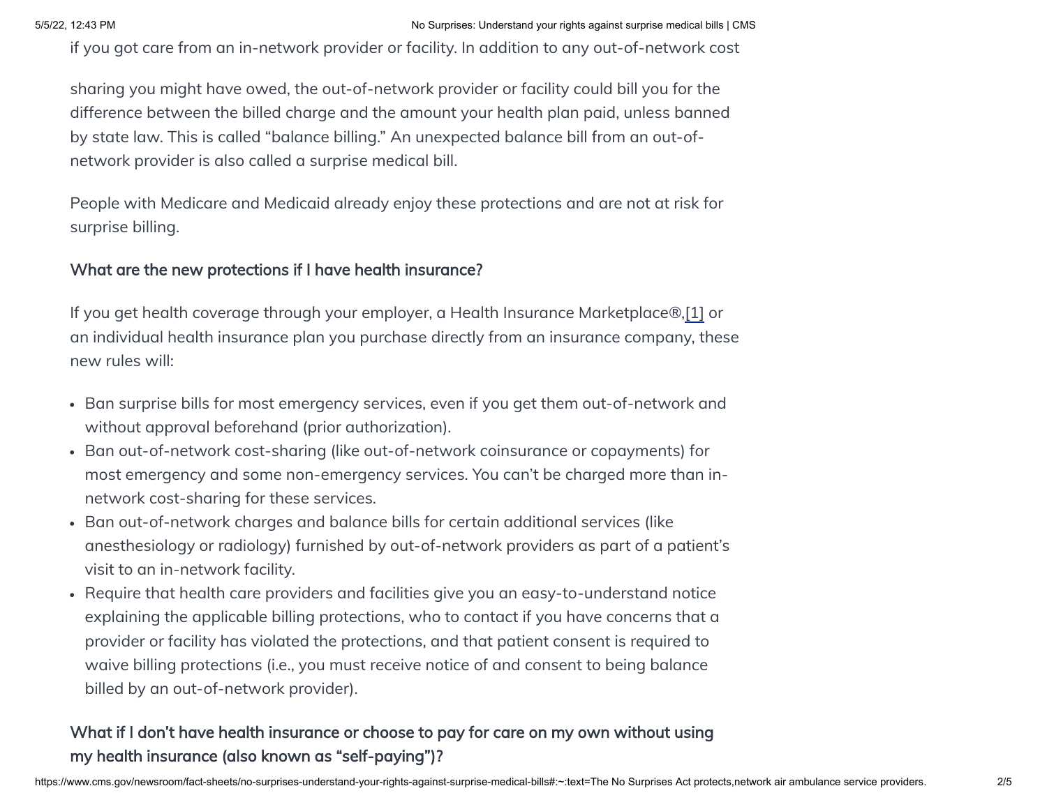if you got care from an in-network provider or facility. In addition to any out-of-network cost

sharing you might have owed, the out-of-network provider or facility could bill you for the difference between the billed charge and the amount your health plan paid, unless banned by state law. This is called "balance billing." An unexpected balance bill from an out-of-network provider is also called a surprise medical bill.

People with Medicare and Medicaid already enjoy these protections and are not at risk for surprise billing.

### What are the new protections if I have health insurance?

If you get health coverage through your employer, a Health Insurance Marketplace®,[1] or an individual health insurance plan you purchase directly from an insurance company, these new rules will:

- Ban surprise bills for most emergency services, even if you get them out-of-network and without approval beforehand (prior authorization).
- Ban out-of-network cost-sharing (like out-of-network coinsurance or copayments) for most emergency and some non-emergency services. You can't be charged more than in-network cost-sharing for these services.
- Ban out-of-network charges and balance bills for certain additional services (like anesthesiology or radiology) furnished by out-of-network providers as part of a patient's visit to an in-network facility.
- Require that health care providers and facilities give you an easy-to-understand notice explaining the applicable billing protections, who to contact if you have concerns that a provider or facility has violated the protections, and that patient consent is required to waive billing protections (i.e., you must receive notice of and consent to being balance billed by an out-of-network provider).

### What if I don't have health insurance or choose to pay for care on my own without using my health insurance (also known as "self-paying")?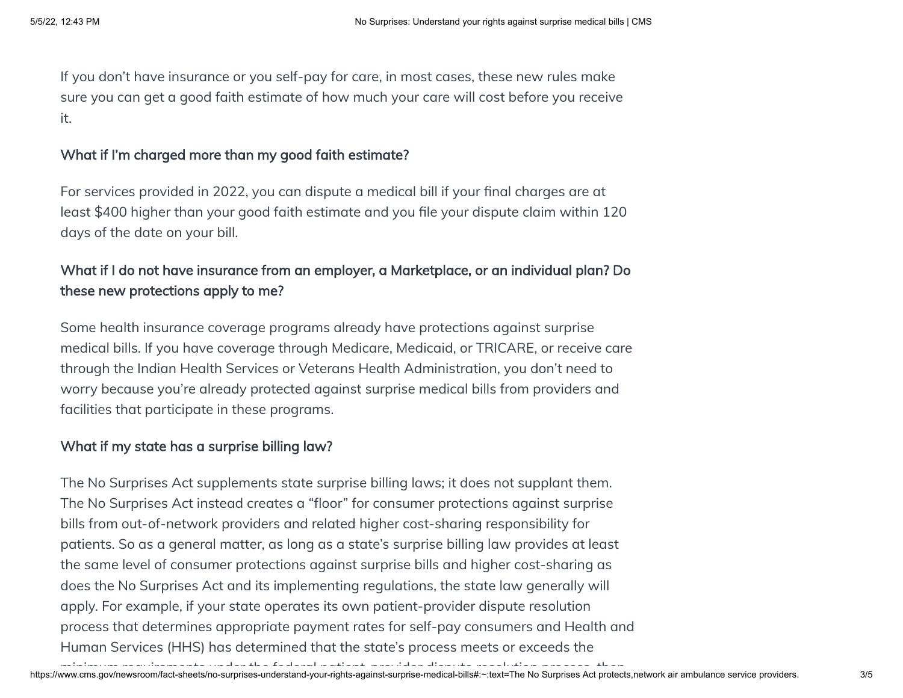If you don't have insurance or you self-pay for care, in most cases, these new rules make sure you can get a good faith estimate of how much your care will cost before you receive it.

### What if I'm charged more than my good faith estimate?

For services provided in 2022, you can dispute a medical bill if your final charges are at least $400 higher than your good faith estimate and you file your dispute claim within 120 days of the date on your bill.

### What if I do not have insurance from an employer, a Marketplace, or an individual plan? Do these new protections apply to me?

Some health insurance coverage programs already have protections against surprise medical bills. If you have coverage through Medicare, Medicaid, or TRICARE, or receive care through the Indian Health Services or Veterans Health Administration, you don't need to worry because you're already protected against surprise medical bills from providers and facilities that participate in these programs.

### What if my state has a surprise billing law?

The No Surprises Act supplements state surprise billing laws; it does not supplant them. The No Surprises Act instead creates a "floor" for consumer protections against surprise bills from out-of-network providers and related higher cost-sharing responsibility for patients. So as a general matter, as long as a state's surprise billing law provides at least the same level of consumer protections against surprise bills and higher cost-sharing as does the No Surprises Act and its implementing regulations, the state law generally will apply. For example, if your state operates its own patient-provider dispute resolution process that determines appropriate payment rates for self-pay consumers and Health and Human Services (HHS) has determined that the state's process meets or exceeds the minimum requirements under the federal patient-provider dispute resolution process, then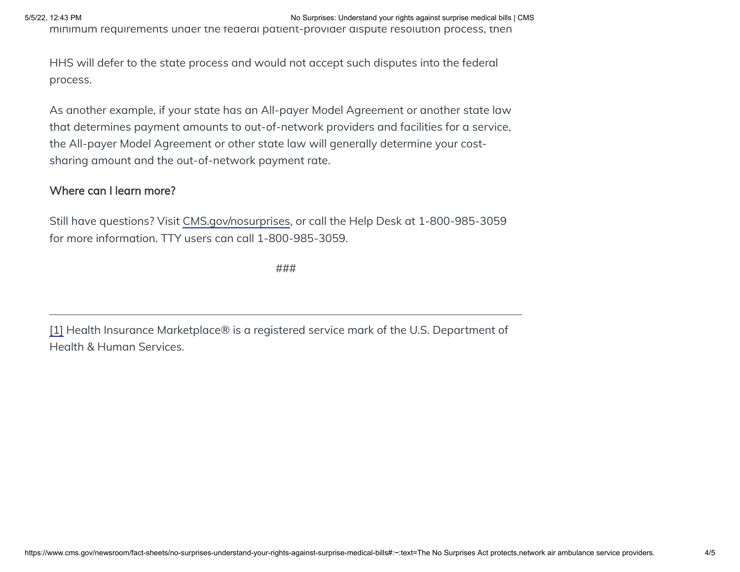minimum requirements under the federal patient-provider dispute resolution process, then

HHS will defer to the state process and would not accept such disputes into the federal process.

As another example, if your state has an All-payer Model Agreement or another state law that determines payment amounts to out-of-network providers and facilities for a service, the All-payer Model Agreement or other state law will generally determine your cost-sharing amount and the out-of-network payment rate.

**Where can I learn more?**

Still have questions? Visit CMS.gov/nosurprises, or call the Help Desk at 1-800-985-3059 for more information. TTY users can call 1-800-985-3059.

###

---

[1] Health Insurance Marketplace® is a registered service mark of the U.S. Department of Health & Human Services.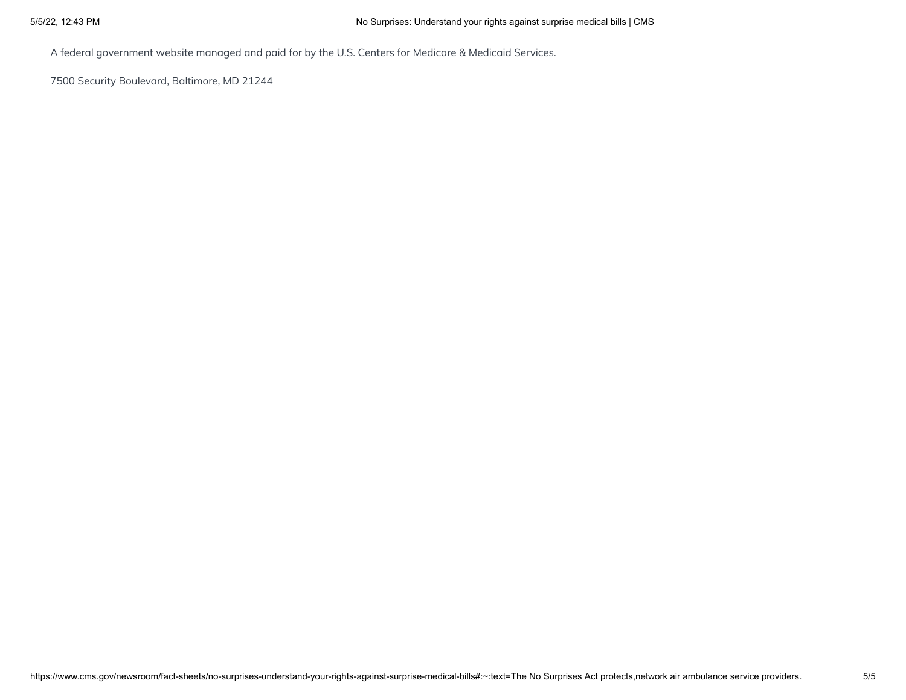A federal government website managed and paid for by the U.S. Centers for Medicare & Medicaid Services.

7500 Security Boulevard, Baltimore, MD 21244